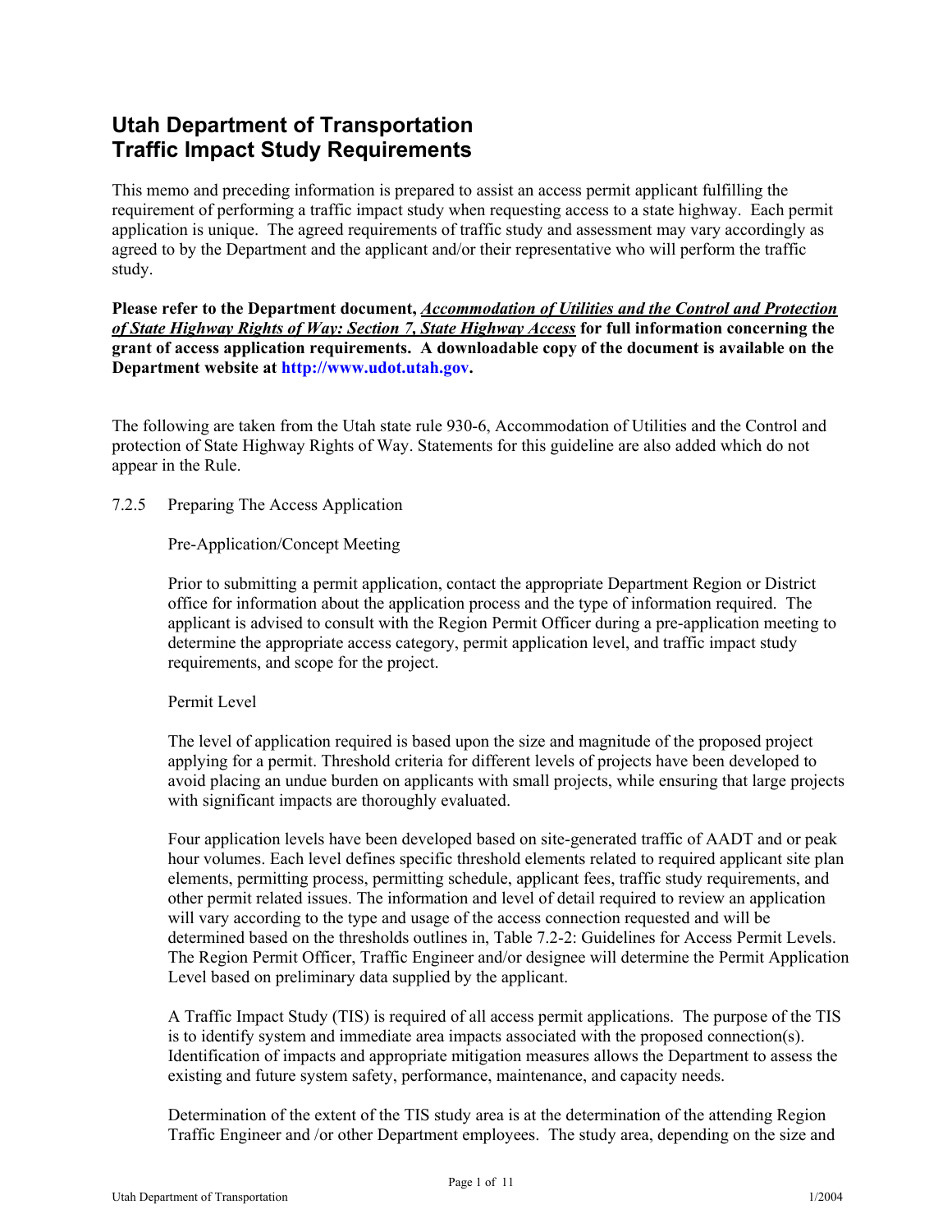# Utah Department of Transportation
# Traffic Impact Study Requirements

This memo and preceding information is prepared to assist an access permit applicant fulfilling the requirement of performing a traffic impact study when requesting access to a state highway. Each permit application is unique. The agreed requirements of traffic study and assessment may vary accordingly as agreed to by the Department and the applicant and/or their representative who will perform the traffic study.

**Please refer to the Department document, *Accommodation of Utilities and the Control and Protection of State Highway Rights of Way: Section 7, State Highway Access* for full information concerning the grant of access application requirements. A downloadable copy of the document is available on the Department website at http://www.udot.utah.gov.**

The following are taken from the Utah state rule 930-6, Accommodation of Utilities and the Control and protection of State Highway Rights of Way. Statements for this guideline are also added which do not appear in the Rule.

7.2.5 Preparing The Access Application

Pre-Application/Concept Meeting

Prior to submitting a permit application, contact the appropriate Department Region or District office for information about the application process and the type of information required. The applicant is advised to consult with the Region Permit Officer during a pre-application meeting to determine the appropriate access category, permit application level, and traffic impact study requirements, and scope for the project.

Permit Level

The level of application required is based upon the size and magnitude of the proposed project applying for a permit. Threshold criteria for different levels of projects have been developed to avoid placing an undue burden on applicants with small projects, while ensuring that large projects with significant impacts are thoroughly evaluated.

Four application levels have been developed based on site-generated traffic of AADT and or peak hour volumes. Each level defines specific threshold elements related to required applicant site plan elements, permitting process, permitting schedule, applicant fees, traffic study requirements, and other permit related issues. The information and level of detail required to review an application will vary according to the type and usage of the access connection requested and will be determined based on the thresholds outlines in, Table 7.2-2: Guidelines for Access Permit Levels. The Region Permit Officer, Traffic Engineer and/or designee will determine the Permit Application Level based on preliminary data supplied by the applicant.

A Traffic Impact Study (TIS) is required of all access permit applications. The purpose of the TIS is to identify system and immediate area impacts associated with the proposed connection(s). Identification of impacts and appropriate mitigation measures allows the Department to assess the existing and future system safety, performance, maintenance, and capacity needs.

Determination of the extent of the TIS study area is at the determination of the attending Region Traffic Engineer and /or other Department employees. The study area, depending on the size and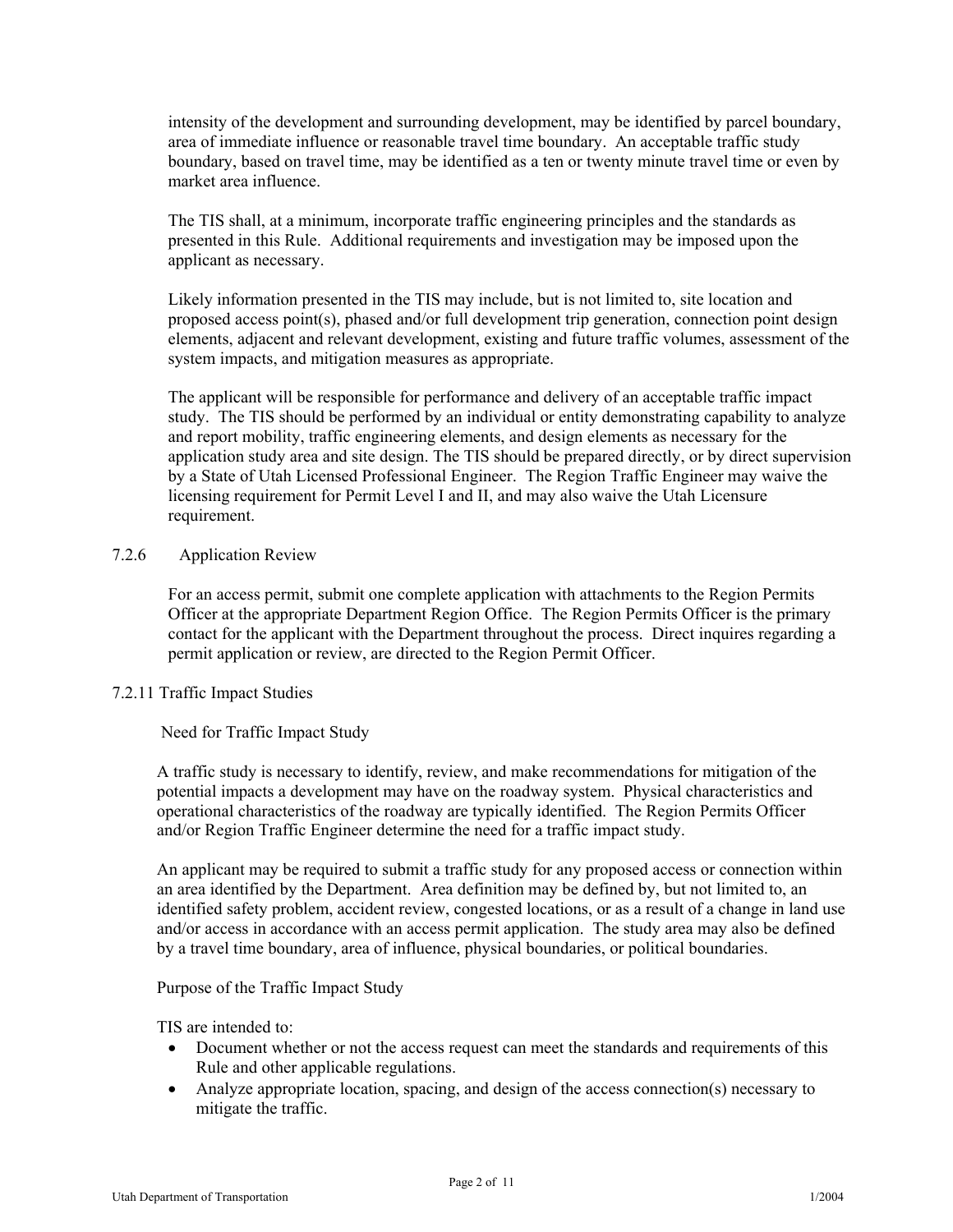intensity of the development and surrounding development, may be identified by parcel boundary, area of immediate influence or reasonable travel time boundary. An acceptable traffic study boundary, based on travel time, may be identified as a ten or twenty minute travel time or even by market area influence.

The TIS shall, at a minimum, incorporate traffic engineering principles and the standards as presented in this Rule. Additional requirements and investigation may be imposed upon the applicant as necessary.

Likely information presented in the TIS may include, but is not limited to, site location and proposed access point(s), phased and/or full development trip generation, connection point design elements, adjacent and relevant development, existing and future traffic volumes, assessment of the system impacts, and mitigation measures as appropriate.

The applicant will be responsible for performance and delivery of an acceptable traffic impact study. The TIS should be performed by an individual or entity demonstrating capability to analyze and report mobility, traffic engineering elements, and design elements as necessary for the application study area and site design. The TIS should be prepared directly, or by direct supervision by a State of Utah Licensed Professional Engineer. The Region Traffic Engineer may waive the licensing requirement for Permit Level I and II, and may also waive the Utah Licensure requirement.

### 7.2.6 Application Review

For an access permit, submit one complete application with attachments to the Region Permits Officer at the appropriate Department Region Office. The Region Permits Officer is the primary contact for the applicant with the Department throughout the process. Direct inquires regarding a permit application or review, are directed to the Region Permit Officer.

### 7.2.11 Traffic Impact Studies

#### Need for Traffic Impact Study

A traffic study is necessary to identify, review, and make recommendations for mitigation of the potential impacts a development may have on the roadway system. Physical characteristics and operational characteristics of the roadway are typically identified. The Region Permits Officer and/or Region Traffic Engineer determine the need for a traffic impact study.

An applicant may be required to submit a traffic study for any proposed access or connection within an area identified by the Department. Area definition may be defined by, but not limited to, an identified safety problem, accident review, congested locations, or as a result of a change in land use and/or access in accordance with an access permit application. The study area may also be defined by a travel time boundary, area of influence, physical boundaries, or political boundaries.

#### Purpose of the Traffic Impact Study

TIS are intended to:

- Document whether or not the access request can meet the standards and requirements of this Rule and other applicable regulations.
- Analyze appropriate location, spacing, and design of the access connection(s) necessary to mitigate the traffic.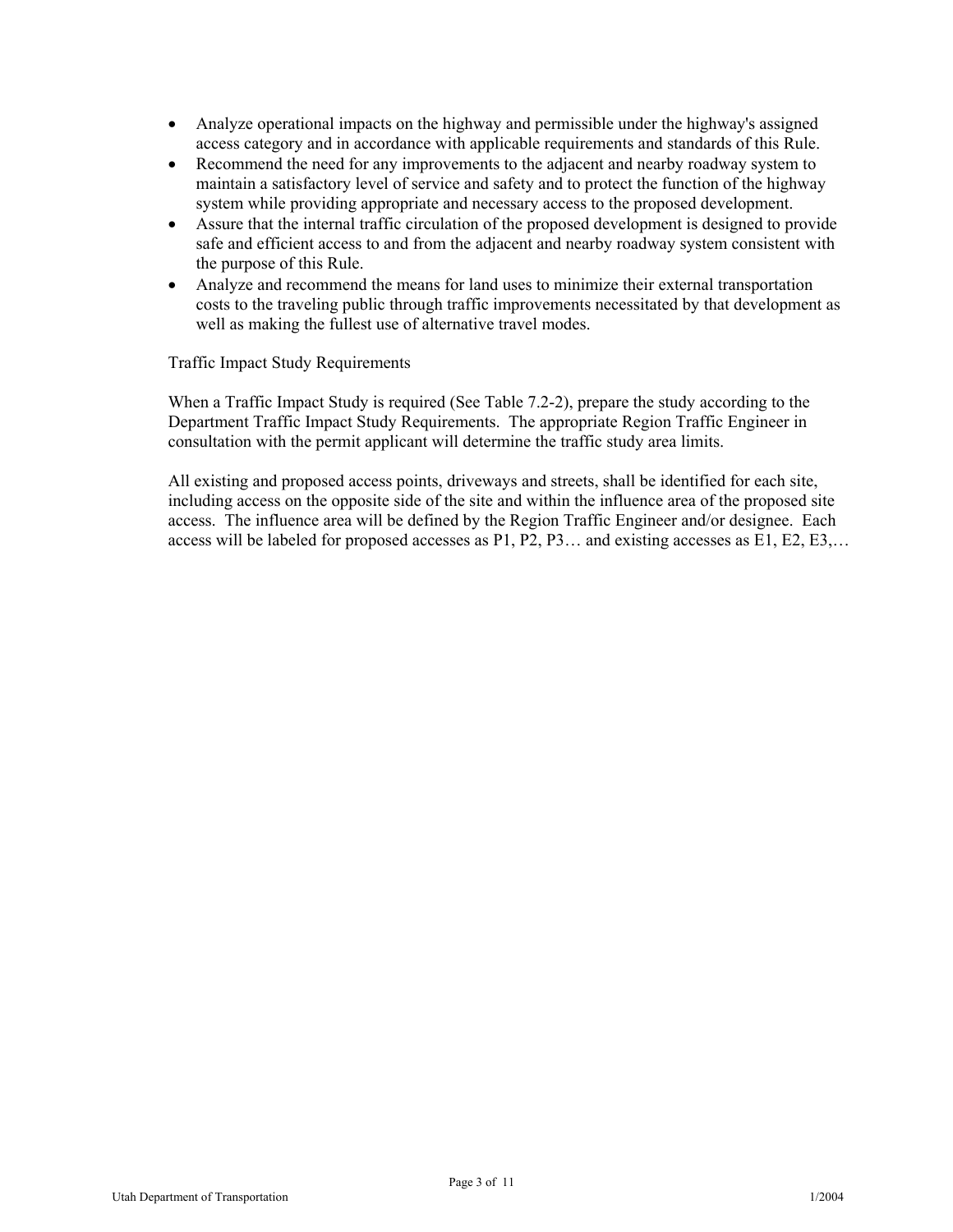- Analyze operational impacts on the highway and permissible under the highway's assigned access category and in accordance with applicable requirements and standards of this Rule.
- Recommend the need for any improvements to the adjacent and nearby roadway system to maintain a satisfactory level of service and safety and to protect the function of the highway system while providing appropriate and necessary access to the proposed development.
- Assure that the internal traffic circulation of the proposed development is designed to provide safe and efficient access to and from the adjacent and nearby roadway system consistent with the purpose of this Rule.
- Analyze and recommend the means for land uses to minimize their external transportation costs to the traveling public through traffic improvements necessitated by that development as well as making the fullest use of alternative travel modes.

Traffic Impact Study Requirements

When a Traffic Impact Study is required (See Table 7.2-2), prepare the study according to the Department Traffic Impact Study Requirements. The appropriate Region Traffic Engineer in consultation with the permit applicant will determine the traffic study area limits.

All existing and proposed access points, driveways and streets, shall be identified for each site, including access on the opposite side of the site and within the influence area of the proposed site access. The influence area will be defined by the Region Traffic Engineer and/or designee. Each access will be labeled for proposed accesses as P1, P2, P3… and existing accesses as E1, E2, E3,…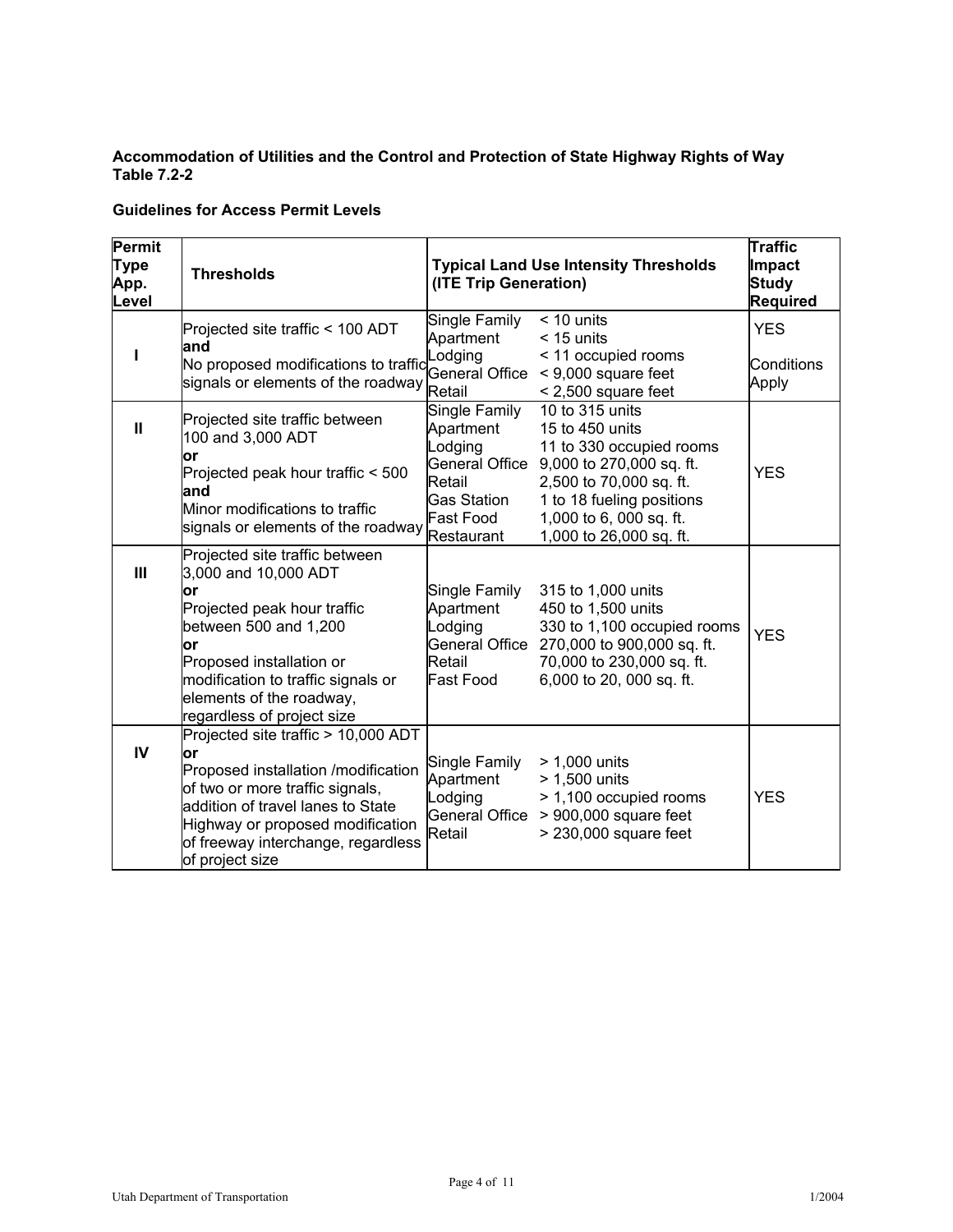**Accommodation of Utilities and the Control and Protection of State Highway Rights of Way**
**Table 7.2-2**

**Guidelines for Access Permit Levels**

| Permit Type App. Level | Thresholds | Typical Land Use Intensity Thresholds (ITE Trip Generation) | | Traffic Impact Study Required |
|---|---|---|---|---|
| I | Projected site traffic < 100 ADT **and** No proposed modifications to traffic signals or elements of the roadway | Single Family<br>Apartment<br>Lodging<br>General Office<br>Retail | < 10 units<br>< 15 units<br>< 11 occupied rooms<br>< 9,000 square feet<br>< 2,500 square feet | YES<br><br>Conditions Apply |
| II | Projected site traffic between 100 and 3,000 ADT **or** Projected peak hour traffic < 500 **and** Minor modifications to traffic signals or elements of the roadway | Single Family<br>Apartment<br>Lodging<br>General Office<br>Retail<br>Gas Station<br>Fast Food<br>Restaurant | 10 to 315 units<br>15 to 450 units<br>11 to 330 occupied rooms<br>9,000 to 270,000 sq. ft.<br>2,500 to 70,000 sq. ft.<br>1 to 18 fueling positions<br>1,000 to 6, 000 sq. ft.<br>1,000 to 26,000 sq. ft. | YES |
| III | Projected site traffic between 3,000 and 10,000 ADT **or** Projected peak hour traffic between 500 and 1,200 **or** Proposed installation or modification to traffic signals or elements of the roadway, regardless of project size | Single Family<br>Apartment<br>Lodging<br>General Office<br>Retail<br>Fast Food | 315 to 1,000 units<br>450 to 1,500 units<br>330 to 1,100 occupied rooms<br>270,000 to 900,000 sq. ft.<br>70,000 to 230,000 sq. ft.<br>6,000 to 20, 000 sq. ft. | YES |
| IV | Projected site traffic > 10,000 ADT **or** Proposed installation /modification of two or more traffic signals, addition of travel lanes to State Highway or proposed modification of freeway interchange, regardless of project size | Single Family<br>Apartment<br>Lodging<br>General Office<br>Retail | > 1,000 units<br>> 1,500 units<br>> 1,100 occupied rooms<br>> 900,000 square feet<br>> 230,000 square feet | YES |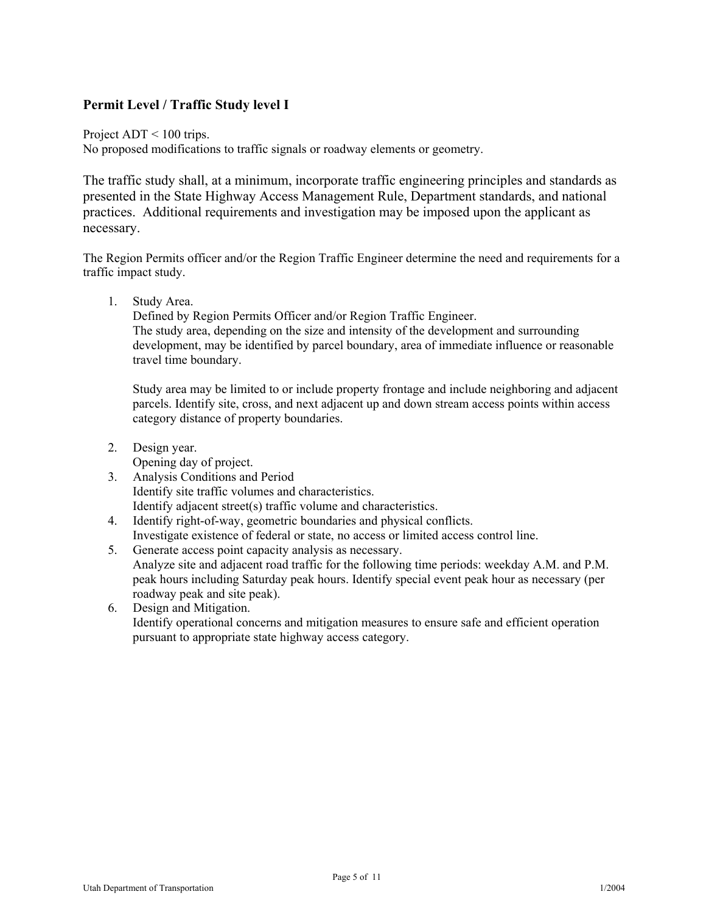## Permit Level / Traffic Study level I

Project ADT < 100 trips.
No proposed modifications to traffic signals or roadway elements or geometry.

The traffic study shall, at a minimum, incorporate traffic engineering principles and standards as presented in the State Highway Access Management Rule, Department standards, and national practices. Additional requirements and investigation may be imposed upon the applicant as necessary.

The Region Permits officer and/or the Region Traffic Engineer determine the need and requirements for a traffic impact study.

1. Study Area.
   Defined by Region Permits Officer and/or Region Traffic Engineer.
   The study area, depending on the size and intensity of the development and surrounding development, may be identified by parcel boundary, area of immediate influence or reasonable travel time boundary.

   Study area may be limited to or include property frontage and include neighboring and adjacent parcels. Identify site, cross, and next adjacent up and down stream access points within access category distance of property boundaries.

2. Design year.
   Opening day of project.
3. Analysis Conditions and Period
   Identify site traffic volumes and characteristics.
   Identify adjacent street(s) traffic volume and characteristics.
4. Identify right-of-way, geometric boundaries and physical conflicts.
   Investigate existence of federal or state, no access or limited access control line.
5. Generate access point capacity analysis as necessary.
   Analyze site and adjacent road traffic for the following time periods: weekday A.M. and P.M. peak hours including Saturday peak hours. Identify special event peak hour as necessary (per roadway peak and site peak).
6. Design and Mitigation.
   Identify operational concerns and mitigation measures to ensure safe and efficient operation pursuant to appropriate state highway access category.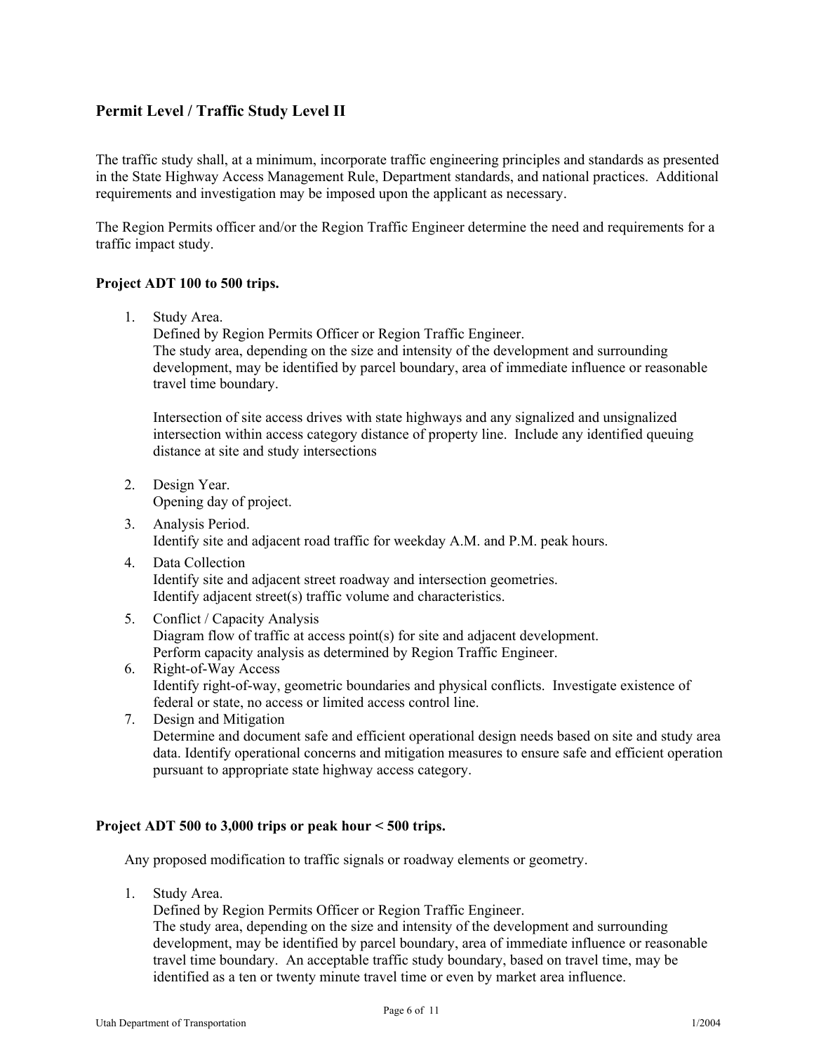## Permit Level / Traffic Study Level II

The traffic study shall, at a minimum, incorporate traffic engineering principles and standards as presented in the State Highway Access Management Rule, Department standards, and national practices. Additional requirements and investigation may be imposed upon the applicant as necessary.

The Region Permits officer and/or the Region Traffic Engineer determine the need and requirements for a traffic impact study.

### Project ADT 100 to 500 trips.

1. Study Area.
   Defined by Region Permits Officer or Region Traffic Engineer.
   The study area, depending on the size and intensity of the development and surrounding development, may be identified by parcel boundary, area of immediate influence or reasonable travel time boundary.

   Intersection of site access drives with state highways and any signalized and unsignalized intersection within access category distance of property line. Include any identified queuing distance at site and study intersections

2. Design Year.
   Opening day of project.
3. Analysis Period.
   Identify site and adjacent road traffic for weekday A.M. and P.M. peak hours.
4. Data Collection
   Identify site and adjacent street roadway and intersection geometries.
   Identify adjacent street(s) traffic volume and characteristics.
5. Conflict / Capacity Analysis
   Diagram flow of traffic at access point(s) for site and adjacent development.
   Perform capacity analysis as determined by Region Traffic Engineer.
6. Right-of-Way Access
   Identify right-of-way, geometric boundaries and physical conflicts. Investigate existence of federal or state, no access or limited access control line.
7. Design and Mitigation
   Determine and document safe and efficient operational design needs based on site and study area data. Identify operational concerns and mitigation measures to ensure safe and efficient operation pursuant to appropriate state highway access category.

### Project ADT 500 to 3,000 trips or peak hour < 500 trips.

Any proposed modification to traffic signals or roadway elements or geometry.

1. Study Area.
   Defined by Region Permits Officer or Region Traffic Engineer.
   The study area, depending on the size and intensity of the development and surrounding development, may be identified by parcel boundary, area of immediate influence or reasonable travel time boundary. An acceptable traffic study boundary, based on travel time, may be identified as a ten or twenty minute travel time or even by market area influence.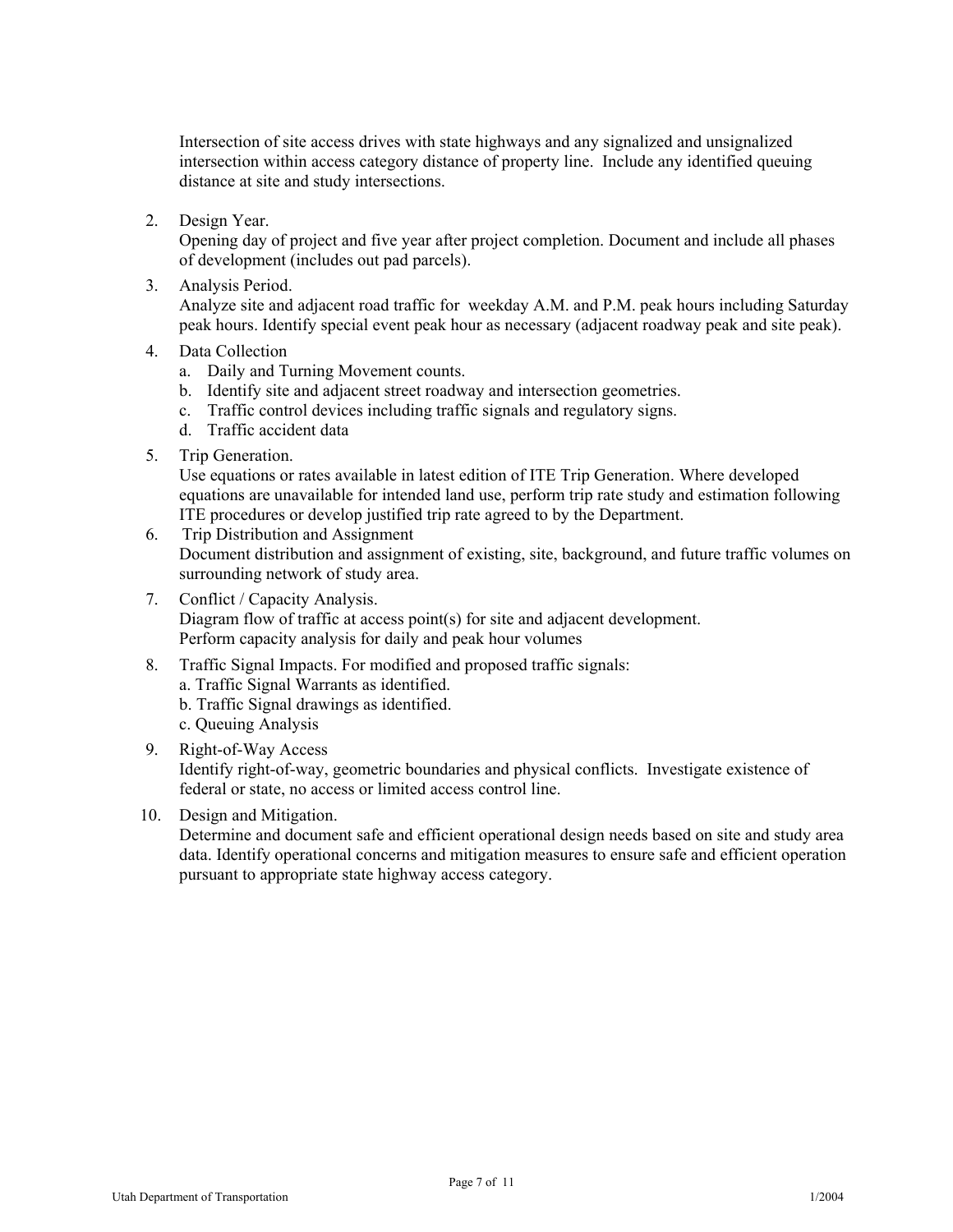Intersection of site access drives with state highways and any signalized and unsignalized intersection within access category distance of property line. Include any identified queuing distance at site and study intersections.

2. Design Year.
   Opening day of project and five year after project completion. Document and include all phases of development (includes out pad parcels).

3. Analysis Period.
   Analyze site and adjacent road traffic for weekday A.M. and P.M. peak hours including Saturday peak hours. Identify special event peak hour as necessary (adjacent roadway peak and site peak).

4. Data Collection
   a. Daily and Turning Movement counts.
   b. Identify site and adjacent street roadway and intersection geometries.
   c. Traffic control devices including traffic signals and regulatory signs.
   d. Traffic accident data

5. Trip Generation.
   Use equations or rates available in latest edition of ITE Trip Generation. Where developed equations are unavailable for intended land use, perform trip rate study and estimation following ITE procedures or develop justified trip rate agreed to by the Department.

6. Trip Distribution and Assignment
   Document distribution and assignment of existing, site, background, and future traffic volumes on surrounding network of study area.

7. Conflict / Capacity Analysis.
   Diagram flow of traffic at access point(s) for site and adjacent development.
   Perform capacity analysis for daily and peak hour volumes

8. Traffic Signal Impacts. For modified and proposed traffic signals:
   a. Traffic Signal Warrants as identified.
   b. Traffic Signal drawings as identified.
   c. Queuing Analysis

9. Right-of-Way Access
   Identify right-of-way, geometric boundaries and physical conflicts. Investigate existence of federal or state, no access or limited access control line.

10. Design and Mitigation.
    Determine and document safe and efficient operational design needs based on site and study area data. Identify operational concerns and mitigation measures to ensure safe and efficient operation pursuant to appropriate state highway access category.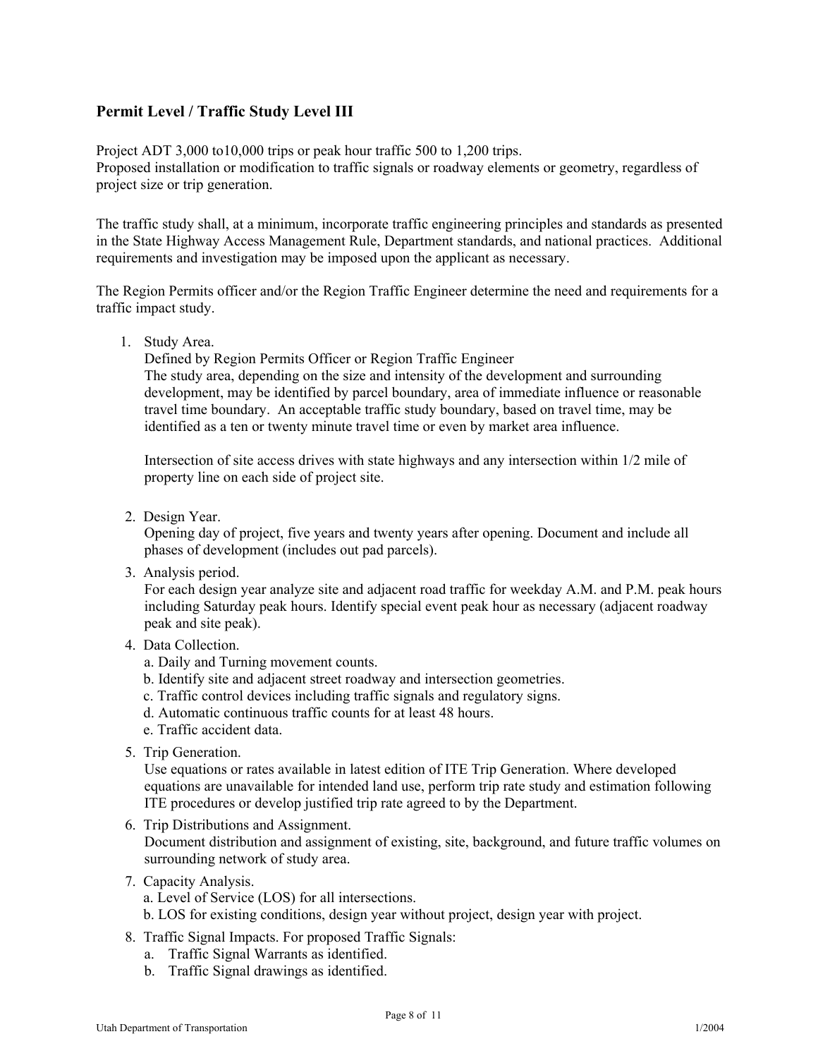## Permit Level / Traffic Study Level III

Project ADT 3,000 to10,000 trips or peak hour traffic 500 to 1,200 trips.
Proposed installation or modification to traffic signals or roadway elements or geometry, regardless of project size or trip generation.

The traffic study shall, at a minimum, incorporate traffic engineering principles and standards as presented in the State Highway Access Management Rule, Department standards, and national practices. Additional requirements and investigation may be imposed upon the applicant as necessary.

The Region Permits officer and/or the Region Traffic Engineer determine the need and requirements for a traffic impact study.

1. Study Area.
   Defined by Region Permits Officer or Region Traffic Engineer
   The study area, depending on the size and intensity of the development and surrounding development, may be identified by parcel boundary, area of immediate influence or reasonable travel time boundary. An acceptable traffic study boundary, based on travel time, may be identified as a ten or twenty minute travel time or even by market area influence.

   Intersection of site access drives with state highways and any intersection within 1/2 mile of property line on each side of project site.

2. Design Year.
   Opening day of project, five years and twenty years after opening. Document and include all phases of development (includes out pad parcels).
3. Analysis period.
   For each design year analyze site and adjacent road traffic for weekday A.M. and P.M. peak hours including Saturday peak hours. Identify special event peak hour as necessary (adjacent roadway peak and site peak).
4. Data Collection.
   a. Daily and Turning movement counts.
   b. Identify site and adjacent street roadway and intersection geometries.
   c. Traffic control devices including traffic signals and regulatory signs.
   d. Automatic continuous traffic counts for at least 48 hours.
   e. Traffic accident data.
5. Trip Generation.
   Use equations or rates available in latest edition of ITE Trip Generation. Where developed equations are unavailable for intended land use, perform trip rate study and estimation following ITE procedures or develop justified trip rate agreed to by the Department.
6. Trip Distributions and Assignment.
   Document distribution and assignment of existing, site, background, and future traffic volumes on surrounding network of study area.
7. Capacity Analysis.
   a. Level of Service (LOS) for all intersections.
   b. LOS for existing conditions, design year without project, design year with project.
8. Traffic Signal Impacts. For proposed Traffic Signals:
   a. Traffic Signal Warrants as identified.
   b. Traffic Signal drawings as identified.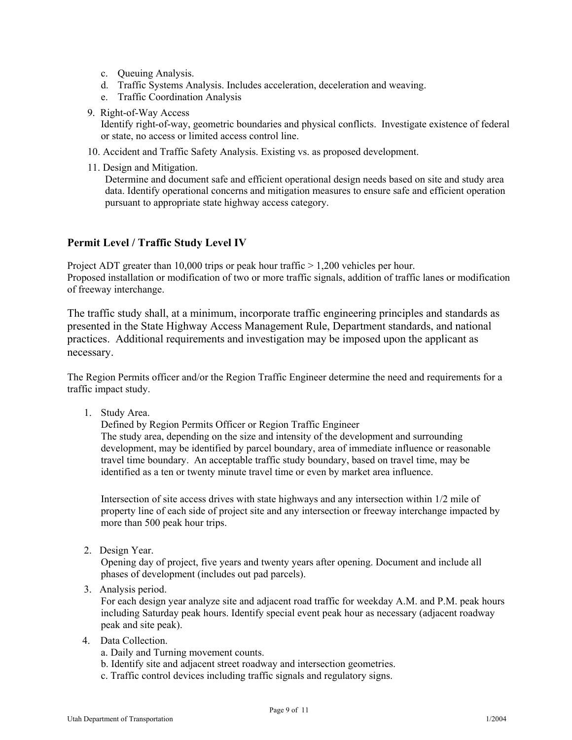c. Queuing Analysis.
d. Traffic Systems Analysis. Includes acceleration, deceleration and weaving.
e. Traffic Coordination Analysis

9. Right-of-Way Access
   Identify right-of-way, geometric boundaries and physical conflicts. Investigate existence of federal or state, no access or limited access control line.

10. Accident and Traffic Safety Analysis. Existing vs. as proposed development.

11. Design and Mitigation.
    Determine and document safe and efficient operational design needs based on site and study area data. Identify operational concerns and mitigation measures to ensure safe and efficient operation pursuant to appropriate state highway access category.

### Permit Level / Traffic Study Level IV

Project ADT greater than 10,000 trips or peak hour traffic > 1,200 vehicles per hour.
Proposed installation or modification of two or more traffic signals, addition of traffic lanes or modification of freeway interchange.

The traffic study shall, at a minimum, incorporate traffic engineering principles and standards as presented in the State Highway Access Management Rule, Department standards, and national practices. Additional requirements and investigation may be imposed upon the applicant as necessary.

The Region Permits officer and/or the Region Traffic Engineer determine the need and requirements for a traffic impact study.

1. Study Area.
   Defined by Region Permits Officer or Region Traffic Engineer
   The study area, depending on the size and intensity of the development and surrounding development, may be identified by parcel boundary, area of immediate influence or reasonable travel time boundary. An acceptable traffic study boundary, based on travel time, may be identified as a ten or twenty minute travel time or even by market area influence.

   Intersection of site access drives with state highways and any intersection within 1/2 mile of property line of each side of project site and any intersection or freeway interchange impacted by more than 500 peak hour trips.

2. Design Year.
   Opening day of project, five years and twenty years after opening. Document and include all phases of development (includes out pad parcels).

3. Analysis period.
   For each design year analyze site and adjacent road traffic for weekday A.M. and P.M. peak hours including Saturday peak hours. Identify special event peak hour as necessary (adjacent roadway peak and site peak).

4. Data Collection.
   a. Daily and Turning movement counts.
   b. Identify site and adjacent street roadway and intersection geometries.
   c. Traffic control devices including traffic signals and regulatory signs.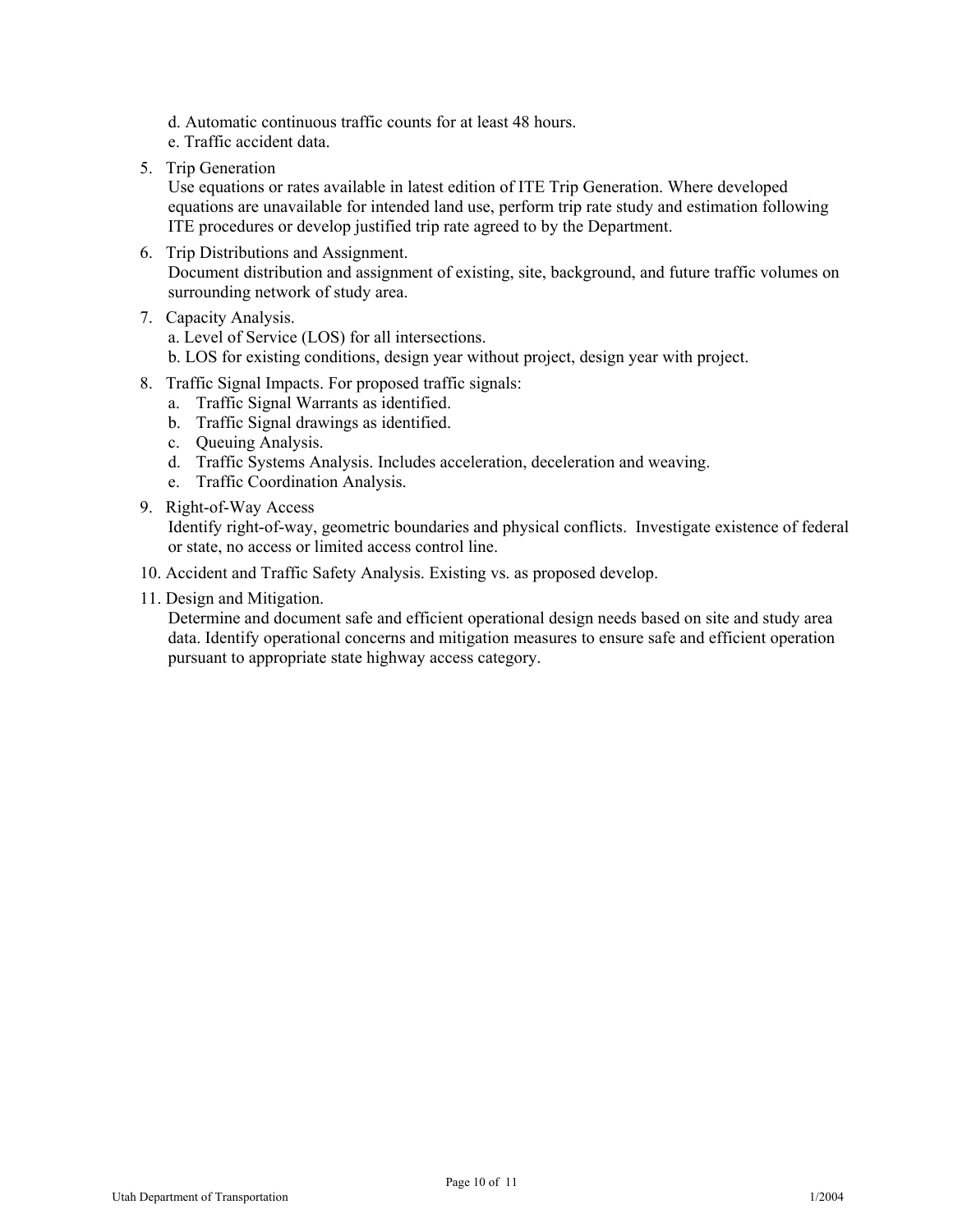d. Automatic continuous traffic counts for at least 48 hours.
e. Traffic accident data.

5. Trip Generation
   Use equations or rates available in latest edition of ITE Trip Generation. Where developed equations are unavailable for intended land use, perform trip rate study and estimation following ITE procedures or develop justified trip rate agreed to by the Department.

6. Trip Distributions and Assignment.
   Document distribution and assignment of existing, site, background, and future traffic volumes on surrounding network of study area.

7. Capacity Analysis.
   a. Level of Service (LOS) for all intersections.
   b. LOS for existing conditions, design year without project, design year with project.

8. Traffic Signal Impacts. For proposed traffic signals:
   a. Traffic Signal Warrants as identified.
   b. Traffic Signal drawings as identified.
   c. Queuing Analysis.
   d. Traffic Systems Analysis. Includes acceleration, deceleration and weaving.
   e. Traffic Coordination Analysis.

9. Right-of-Way Access
   Identify right-of-way, geometric boundaries and physical conflicts. Investigate existence of federal or state, no access or limited access control line.

10. Accident and Traffic Safety Analysis. Existing vs. as proposed develop.

11. Design and Mitigation.
    Determine and document safe and efficient operational design needs based on site and study area data. Identify operational concerns and mitigation measures to ensure safe and efficient operation pursuant to appropriate state highway access category.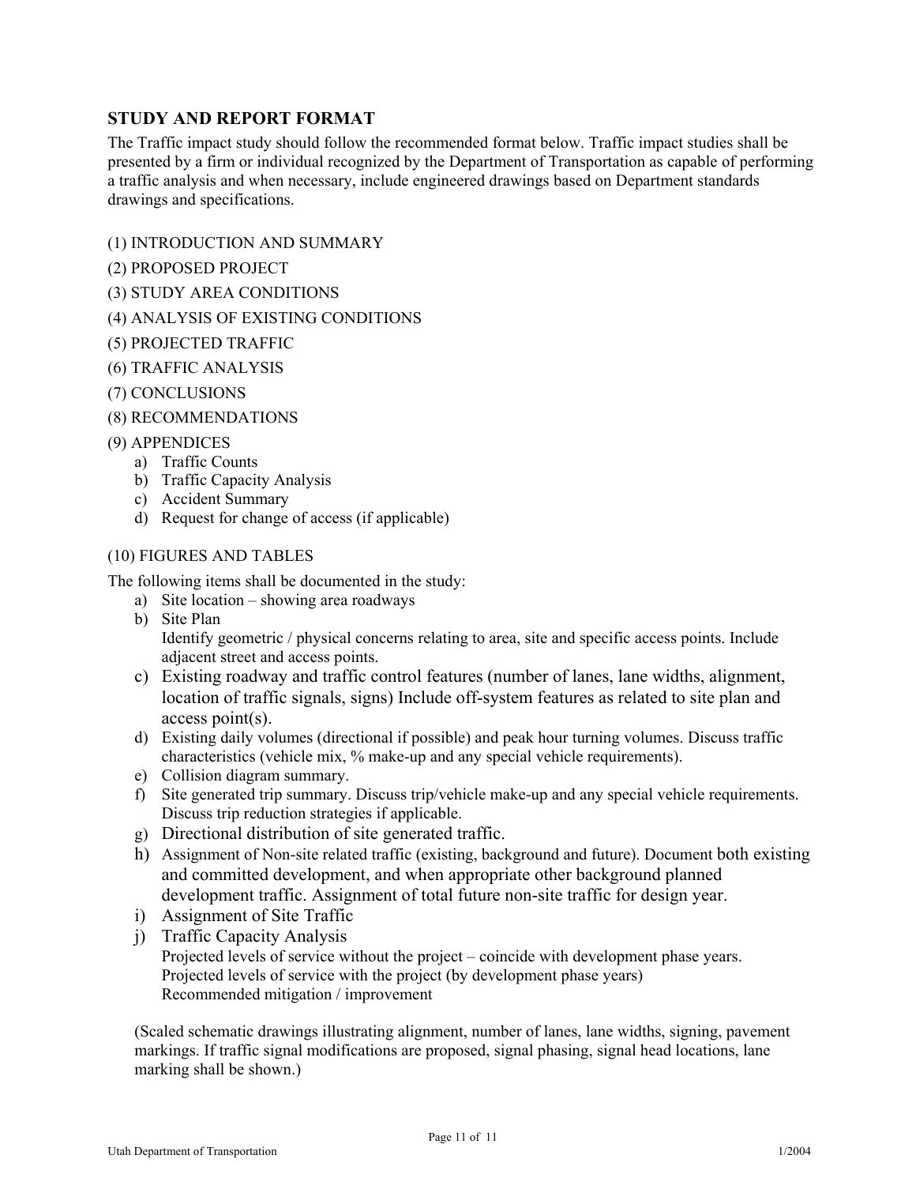## STUDY AND REPORT FORMAT

The Traffic impact study should follow the recommended format below. Traffic impact studies shall be presented by a firm or individual recognized by the Department of Transportation as capable of performing a traffic analysis and when necessary, include engineered drawings based on Department standards drawings and specifications.

(1) INTRODUCTION AND SUMMARY

(2) PROPOSED PROJECT

(3) STUDY AREA CONDITIONS

(4) ANALYSIS OF EXISTING CONDITIONS

(5) PROJECTED TRAFFIC

(6) TRAFFIC ANALYSIS

(7) CONCLUSIONS

(8) RECOMMENDATIONS

(9) APPENDICES

- a) Traffic Counts
- b) Traffic Capacity Analysis
- c) Accident Summary
- d) Request for change of access (if applicable)

(10) FIGURES AND TABLES

The following items shall be documented in the study:

- a) Site location – showing area roadways
- b) Site Plan
  Identify geometric / physical concerns relating to area, site and specific access points. Include adjacent street and access points.
- c) Existing roadway and traffic control features (number of lanes, lane widths, alignment, location of traffic signals, signs) Include off-system features as related to site plan and access point(s).
- d) Existing daily volumes (directional if possible) and peak hour turning volumes. Discuss traffic characteristics (vehicle mix, % make-up and any special vehicle requirements).
- e) Collision diagram summary.
- f) Site generated trip summary. Discuss trip/vehicle make-up and any special vehicle requirements. Discuss trip reduction strategies if applicable.
- g) Directional distribution of site generated traffic.
- h) Assignment of Non-site related traffic (existing, background and future). Document both existing and committed development, and when appropriate other background planned development traffic. Assignment of total future non-site traffic for design year.
- i) Assignment of Site Traffic
- j) Traffic Capacity Analysis
  Projected levels of service without the project – coincide with development phase years.
  Projected levels of service with the project (by development phase years)
  Recommended mitigation / improvement

(Scaled schematic drawings illustrating alignment, number of lanes, lane widths, signing, pavement markings. If traffic signal modifications are proposed, signal phasing, signal head locations, lane marking shall be shown.)